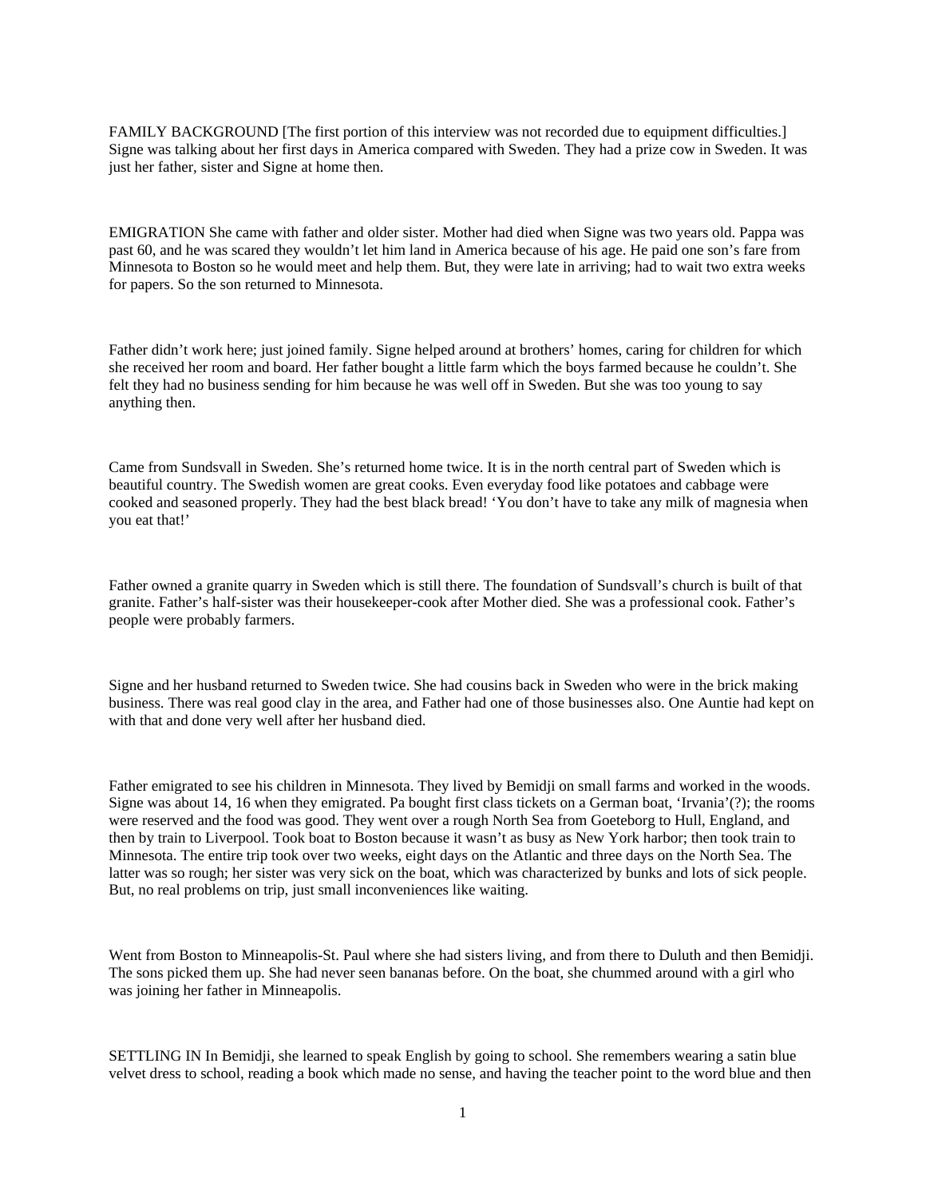FAMILY BACKGROUND [The first portion of this interview was not recorded due to equipment difficulties.] Signe was talking about her first days in America compared with Sweden. They had a prize cow in Sweden. It was just her father, sister and Signe at home then.

EMIGRATION She came with father and older sister. Mother had died when Signe was two years old. Pappa was past 60, and he was scared they wouldn't let him land in America because of his age. He paid one son's fare from Minnesota to Boston so he would meet and help them. But, they were late in arriving; had to wait two extra weeks for papers. So the son returned to Minnesota.

Father didn't work here; just joined family. Signe helped around at brothers' homes, caring for children for which she received her room and board. Her father bought a little farm which the boys farmed because he couldn't. She felt they had no business sending for him because he was well off in Sweden. But she was too young to say anything then.

Came from Sundsvall in Sweden. She's returned home twice. It is in the north central part of Sweden which is beautiful country. The Swedish women are great cooks. Even everyday food like potatoes and cabbage were cooked and seasoned properly. They had the best black bread! 'You don't have to take any milk of magnesia when you eat that!'

Father owned a granite quarry in Sweden which is still there. The foundation of Sundsvall's church is built of that granite. Father's half-sister was their housekeeper-cook after Mother died. She was a professional cook. Father's people were probably farmers.

Signe and her husband returned to Sweden twice. She had cousins back in Sweden who were in the brick making business. There was real good clay in the area, and Father had one of those businesses also. One Auntie had kept on with that and done very well after her husband died.

Father emigrated to see his children in Minnesota. They lived by Bemidji on small farms and worked in the woods. Signe was about 14, 16 when they emigrated. Pa bought first class tickets on a German boat, 'Irvania'(?); the rooms were reserved and the food was good. They went over a rough North Sea from Goeteborg to Hull, England, and then by train to Liverpool. Took boat to Boston because it wasn't as busy as New York harbor; then took train to Minnesota. The entire trip took over two weeks, eight days on the Atlantic and three days on the North Sea. The latter was so rough; her sister was very sick on the boat, which was characterized by bunks and lots of sick people. But, no real problems on trip, just small inconveniences like waiting.

Went from Boston to Minneapolis-St. Paul where she had sisters living, and from there to Duluth and then Bemidji. The sons picked them up. She had never seen bananas before. On the boat, she chummed around with a girl who was joining her father in Minneapolis.

SETTLING IN In Bemidji, she learned to speak English by going to school. She remembers wearing a satin blue velvet dress to school, reading a book which made no sense, and having the teacher point to the word blue and then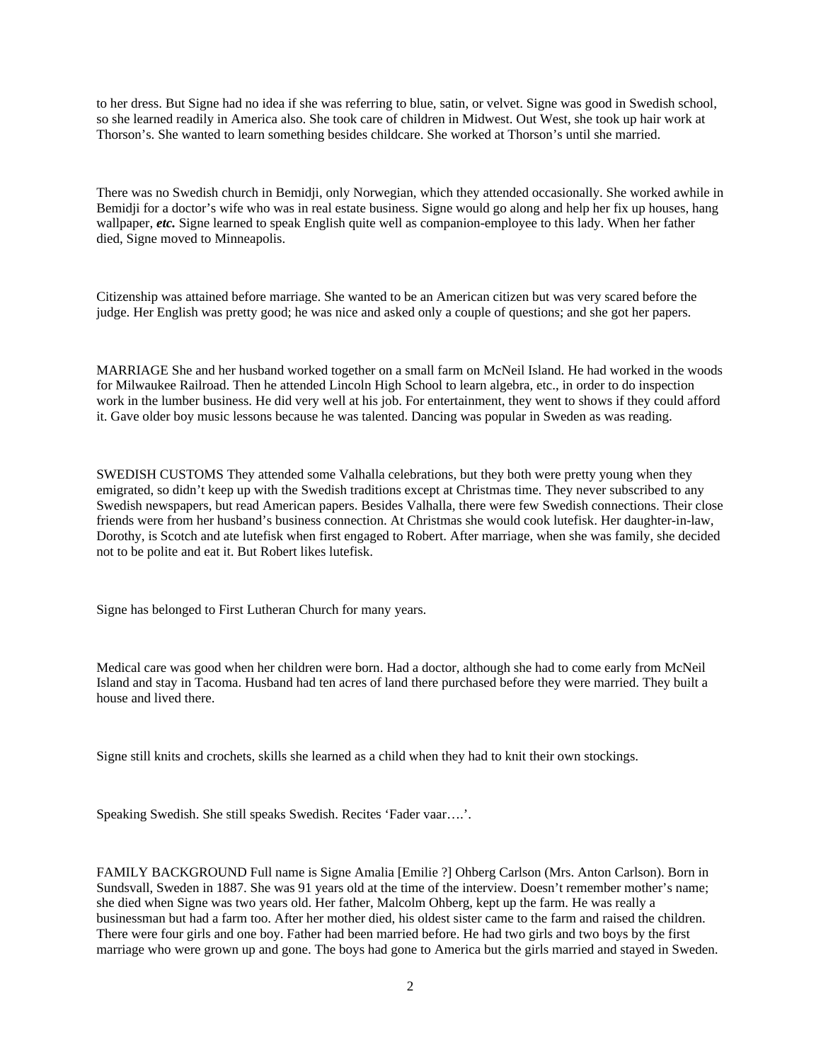to her dress. But Signe had no idea if she was referring to blue, satin, or velvet. Signe was good in Swedish school, so she learned readily in America also. She took care of children in Midwest. Out West, she took up hair work at Thorson's. She wanted to learn something besides childcare. She worked at Thorson's until she married.

There was no Swedish church in Bemidji, only Norwegian, which they attended occasionally. She worked awhile in Bemidji for a doctor's wife who was in real estate business. Signe would go along and help her fix up houses, hang wallpaper, ***etc.*** Signe learned to speak English quite well as companion-employee to this lady. When her father died, Signe moved to Minneapolis.

Citizenship was attained before marriage. She wanted to be an American citizen but was very scared before the judge. Her English was pretty good; he was nice and asked only a couple of questions; and she got her papers.

MARRIAGE She and her husband worked together on a small farm on McNeil Island. He had worked in the woods for Milwaukee Railroad. Then he attended Lincoln High School to learn algebra, etc., in order to do inspection work in the lumber business. He did very well at his job. For entertainment, they went to shows if they could afford it. Gave older boy music lessons because he was talented. Dancing was popular in Sweden as was reading.

SWEDISH CUSTOMS They attended some Valhalla celebrations, but they both were pretty young when they emigrated, so didn't keep up with the Swedish traditions except at Christmas time. They never subscribed to any Swedish newspapers, but read American papers. Besides Valhalla, there were few Swedish connections. Their close friends were from her husband's business connection. At Christmas she would cook lutefisk. Her daughter-in-law, Dorothy, is Scotch and ate lutefisk when first engaged to Robert. After marriage, when she was family, she decided not to be polite and eat it. But Robert likes lutefisk.

Signe has belonged to First Lutheran Church for many years.

Medical care was good when her children were born. Had a doctor, although she had to come early from McNeil Island and stay in Tacoma. Husband had ten acres of land there purchased before they were married. They built a house and lived there.

Signe still knits and crochets, skills she learned as a child when they had to knit their own stockings.

Speaking Swedish. She still speaks Swedish. Recites 'Fader vaar….'.

FAMILY BACKGROUND Full name is Signe Amalia [Emilie ?] Ohberg Carlson (Mrs. Anton Carlson). Born in Sundsvall, Sweden in 1887. She was 91 years old at the time of the interview. Doesn't remember mother's name; she died when Signe was two years old. Her father, Malcolm Ohberg, kept up the farm. He was really a businessman but had a farm too. After her mother died, his oldest sister came to the farm and raised the children. There were four girls and one boy. Father had been married before. He had two girls and two boys by the first marriage who were grown up and gone. The boys had gone to America but the girls married and stayed in Sweden.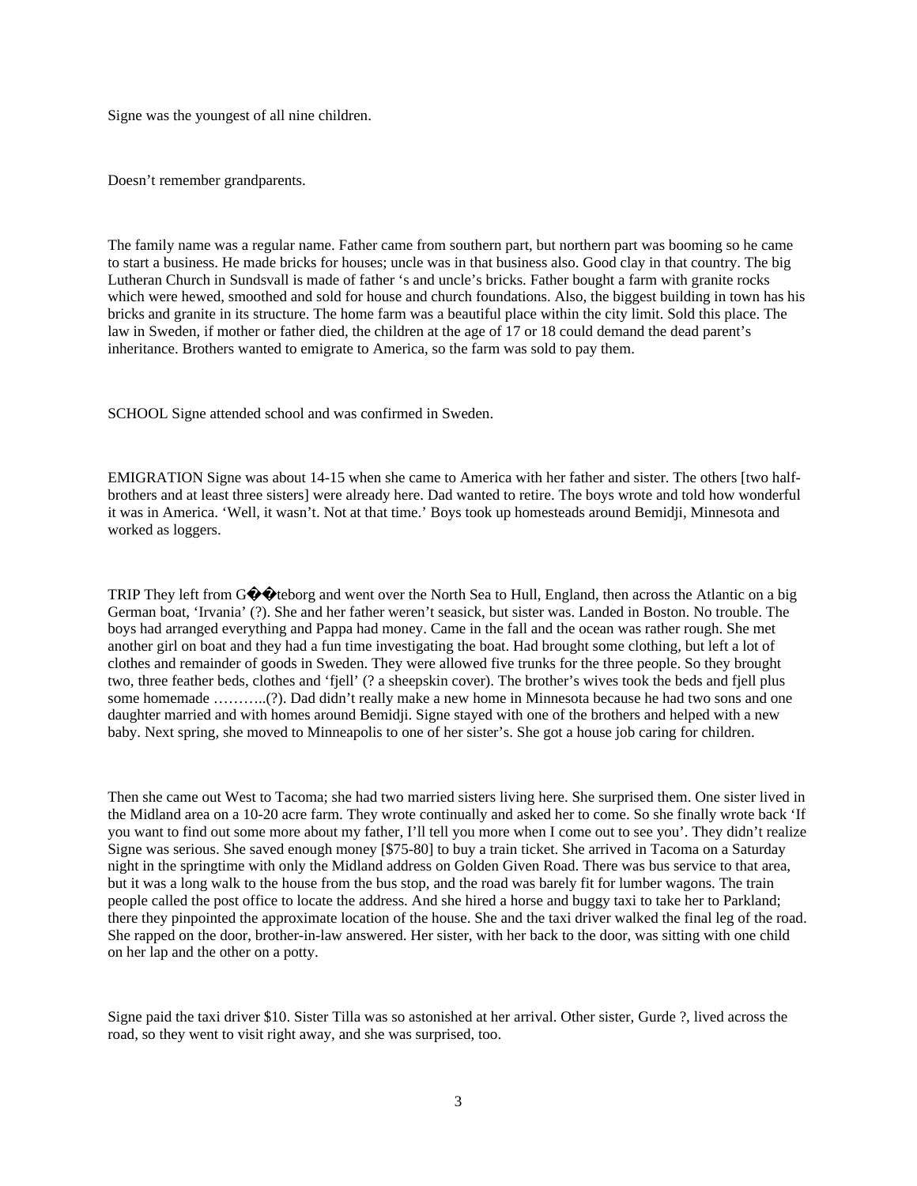Signe was the youngest of all nine children.

Doesn't remember grandparents.

The family name was a regular name. Father came from southern part, but northern part was booming so he came to start a business. He made bricks for houses; uncle was in that business also. Good clay in that country. The big Lutheran Church in Sundsvall is made of father 's and uncle's bricks. Father bought a farm with granite rocks which were hewed, smoothed and sold for house and church foundations. Also, the biggest building in town has his bricks and granite in its structure. The home farm was a beautiful place within the city limit. Sold this place. The law in Sweden, if mother or father died, the children at the age of 17 or 18 could demand the dead parent's inheritance. Brothers wanted to emigrate to America, so the farm was sold to pay them.

SCHOOL Signe attended school and was confirmed in Sweden.

EMIGRATION Signe was about 14-15 when she came to America with her father and sister. The others [two half-brothers and at least three sisters] were already here. Dad wanted to retire. The boys wrote and told how wonderful it was in America. 'Well, it wasn't. Not at that time.' Boys took up homesteads around Bemidji, Minnesota and worked as loggers.

TRIP They left from G��teborg and went over the North Sea to Hull, England, then across the Atlantic on a big German boat, 'Irvania' (?). She and her father weren't seasick, but sister was. Landed in Boston. No trouble. The boys had arranged everything and Pappa had money. Came in the fall and the ocean was rather rough. She met another girl on boat and they had a fun time investigating the boat. Had brought some clothing, but left a lot of clothes and remainder of goods in Sweden. They were allowed five trunks for the three people. So they brought two, three feather beds, clothes and 'fjell' (? a sheepskin cover). The brother's wives took the beds and fjell plus some homemade ………..(?). Dad didn't really make a new home in Minnesota because he had two sons and one daughter married and with homes around Bemidji. Signe stayed with one of the brothers and helped with a new baby. Next spring, she moved to Minneapolis to one of her sister's. She got a house job caring for children.

Then she came out West to Tacoma; she had two married sisters living here. She surprised them. One sister lived in the Midland area on a 10-20 acre farm. They wrote continually and asked her to come. So she finally wrote back 'If you want to find out some more about my father, I'll tell you more when I come out to see you'. They didn't realize Signe was serious. She saved enough money [$75-80] to buy a train ticket. She arrived in Tacoma on a Saturday night in the springtime with only the Midland address on Golden Given Road. There was bus service to that area, but it was a long walk to the house from the bus stop, and the road was barely fit for lumber wagons. The train people called the post office to locate the address. And she hired a horse and buggy taxi to take her to Parkland; there they pinpointed the approximate location of the house. She and the taxi driver walked the final leg of the road. She rapped on the door, brother-in-law answered. Her sister, with her back to the door, was sitting with one child on her lap and the other on a potty.

Signe paid the taxi driver $10. Sister Tilla was so astonished at her arrival. Other sister, Gurde ?, lived across the road, so they went to visit right away, and she was surprised, too.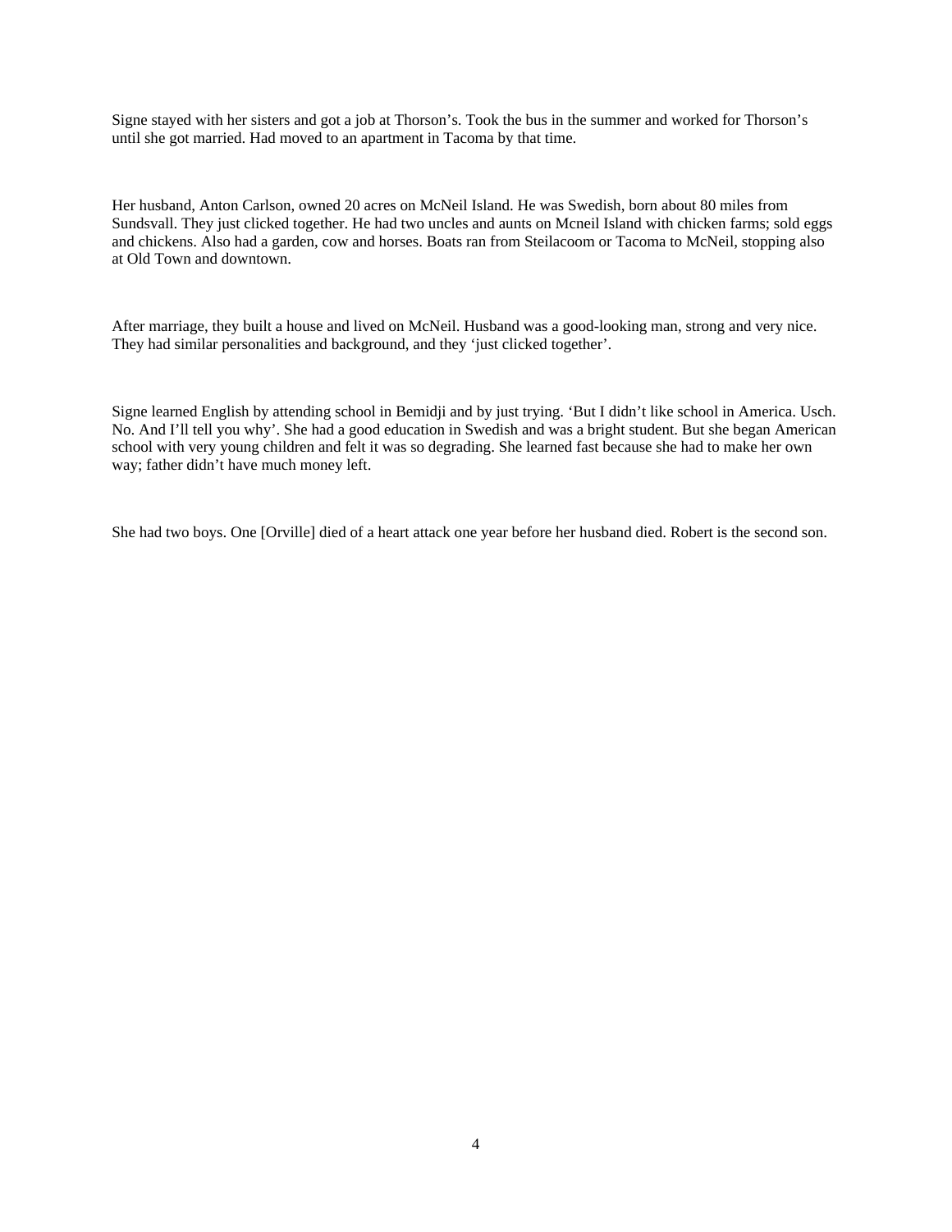Signe stayed with her sisters and got a job at Thorson's. Took the bus in the summer and worked for Thorson's until she got married. Had moved to an apartment in Tacoma by that time.

Her husband, Anton Carlson, owned 20 acres on McNeil Island. He was Swedish, born about 80 miles from Sundsvall. They just clicked together. He had two uncles and aunts on Mcneil Island with chicken farms; sold eggs and chickens. Also had a garden, cow and horses. Boats ran from Steilacoom or Tacoma to McNeil, stopping also at Old Town and downtown.

After marriage, they built a house and lived on McNeil. Husband was a good-looking man, strong and very nice. They had similar personalities and background, and they 'just clicked together'.

Signe learned English by attending school in Bemidji and by just trying. 'But I didn't like school in America. Usch. No. And I'll tell you why'. She had a good education in Swedish and was a bright student. But she began American school with very young children and felt it was so degrading. She learned fast because she had to make her own way; father didn't have much money left.

She had two boys. One [Orville] died of a heart attack one year before her husband died. Robert is the second son.